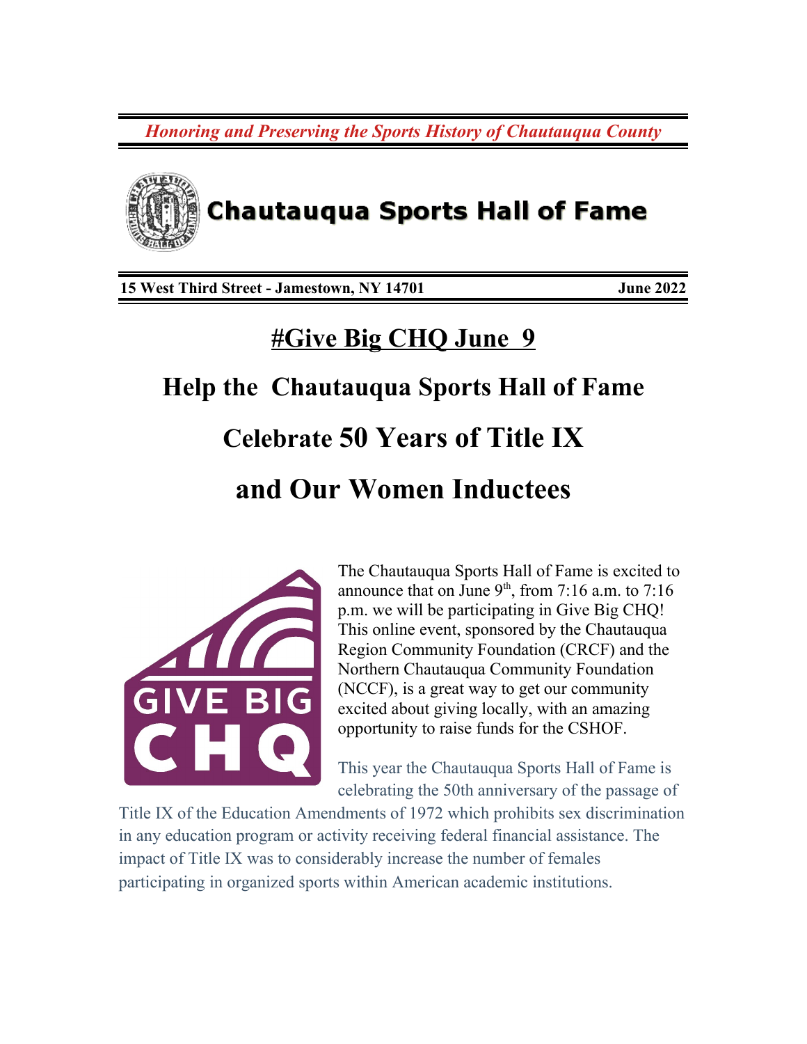*Honoring and Preserving the Sports History of Chautauqua County*

# Chautauqua Sports Hall of Fame

**15 West Third Street - Jamestown, NY 14701** **June 2022**

## #Give Big CHQ June 9

## Help the Chautauqua Sports Hall of Fame Celebrate 50 Years of Title IX and Our Women Inductees

GIVE BIG CHQ

The Chautauqua Sports Hall of Fame is excited to announce that on June 9th, from 7:16 a.m. to 7:16 p.m. we will be participating in Give Big CHQ! This online event, sponsored by the Chautauqua Region Community Foundation (CRCF) and the Northern Chautauqua Community Foundation (NCCF), is a great way to get our community excited about giving locally, with an amazing opportunity to raise funds for the CSHOF.

This year the Chautauqua Sports Hall of Fame is celebrating the 50th anniversary of the passage of Title IX of the Education Amendments of 1972 which prohibits sex discrimination in any education program or activity receiving federal financial assistance. The impact of Title IX was to considerably increase the number of females participating in organized sports within American academic institutions.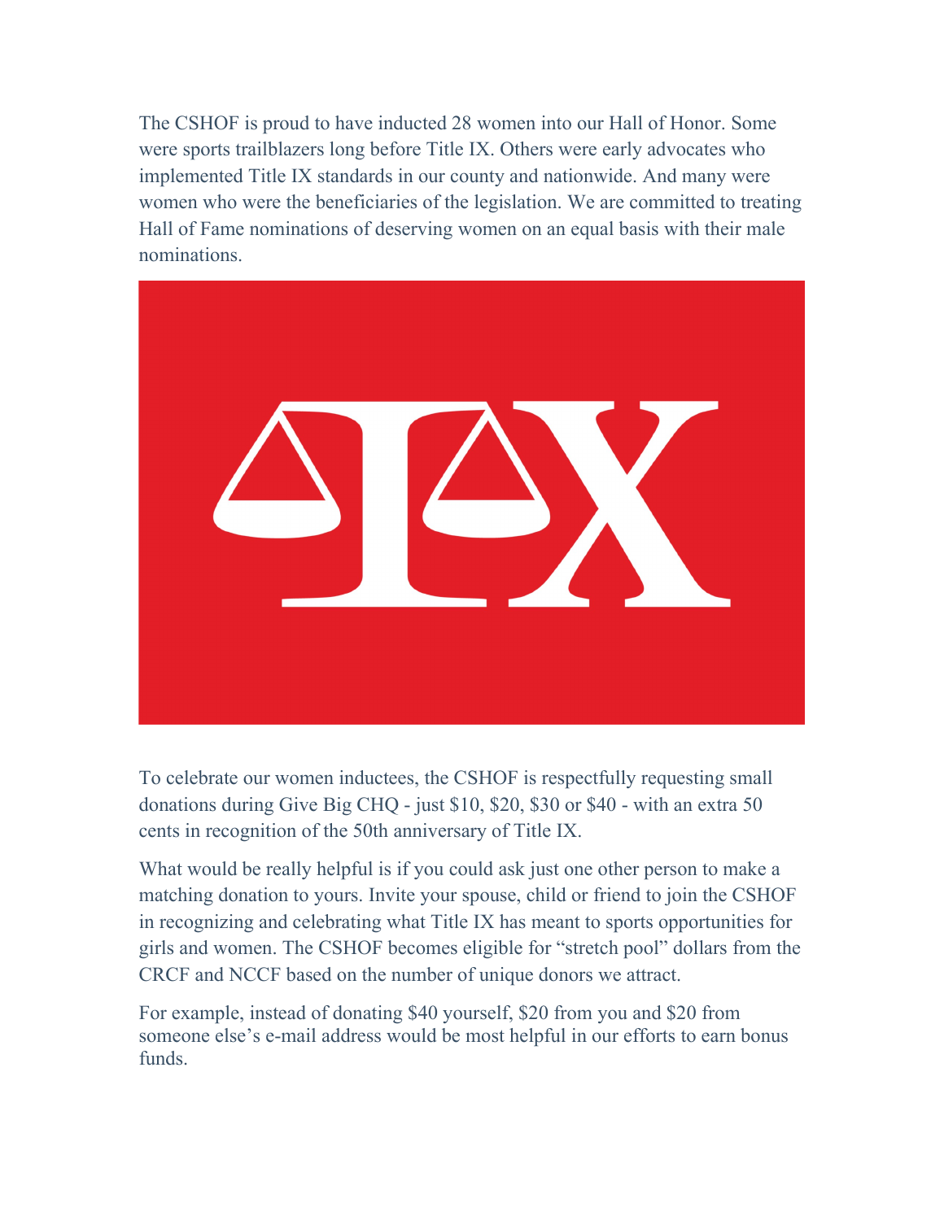The CSHOF is proud to have inducted 28 women into our Hall of Honor. Some were sports trailblazers long before Title IX. Others were early advocates who implemented Title IX standards in our county and nationwide. And many were women who were the beneficiaries of the legislation. We are committed to treating Hall of Fame nominations of deserving women on an equal basis with their male nominations.

To celebrate our women inductees, the CSHOF is respectfully requesting small donations during Give Big CHQ - just $10, $20, $30 or $40 - with an extra 50 cents in recognition of the 50th anniversary of Title IX.

What would be really helpful is if you could ask just one other person to make a matching donation to yours. Invite your spouse, child or friend to join the CSHOF in recognizing and celebrating what Title IX has meant to sports opportunities for girls and women. The CSHOF becomes eligible for "stretch pool" dollars from the CRCF and NCCF based on the number of unique donors we attract.

For example, instead of donating $40 yourself, $20 from you and $20 from someone else's e-mail address would be most helpful in our efforts to earn bonus funds.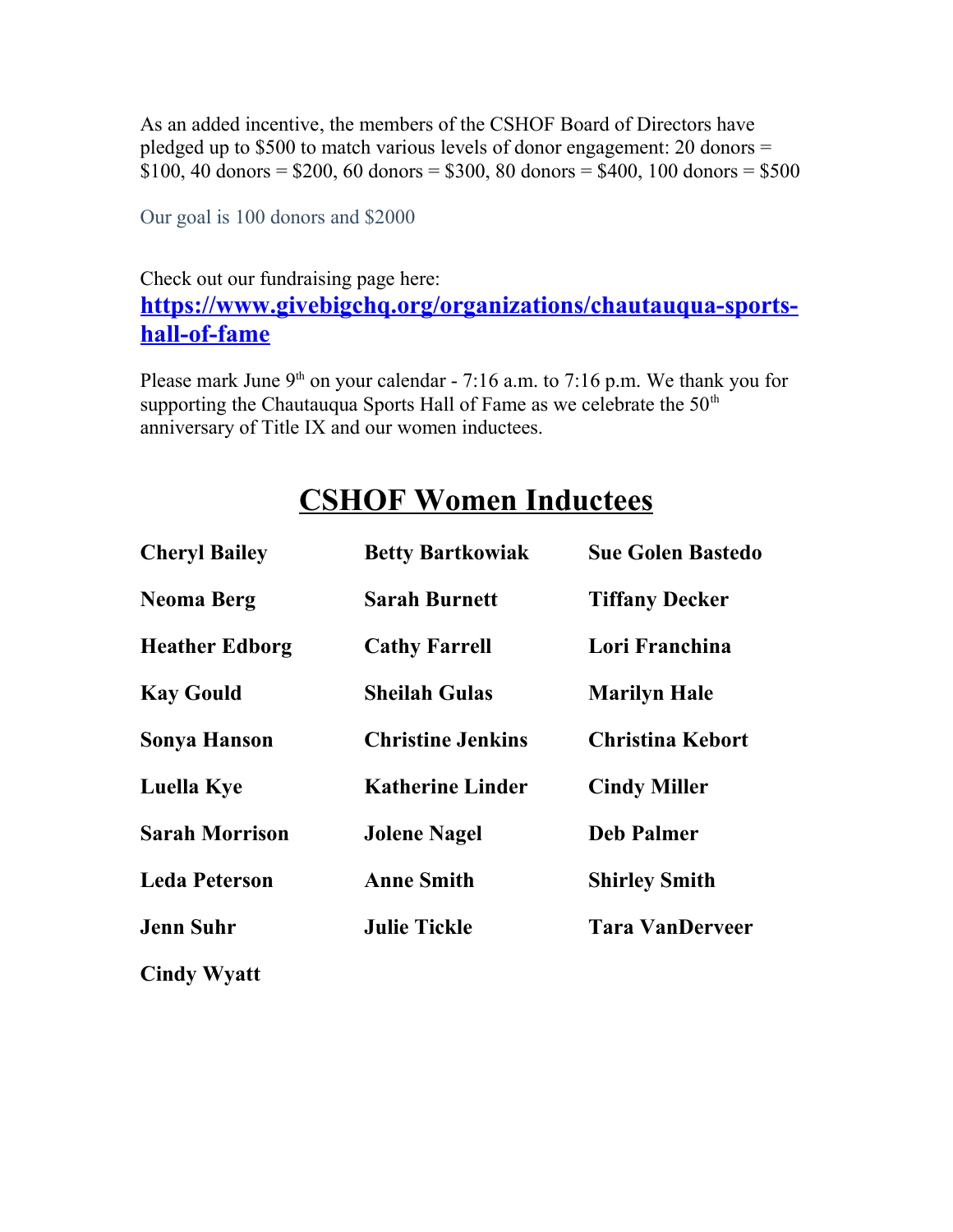As an added incentive, the members of the CSHOF Board of Directors have pledged up to $500 to match various levels of donor engagement: 20 donors = $100, 40 donors = $200, 60 donors = $300, 80 donors = $400, 100 donors = $500

Our goal is 100 donors and $2000

Check out our fundraising page here:
**https://www.givebigchq.org/organizations/chautauqua-sports-hall-of-fame**

Please mark June 9th on your calendar - 7:16 a.m. to 7:16 p.m. We thank you for supporting the Chautauqua Sports Hall of Fame as we celebrate the 50th anniversary of Title IX and our women inductees.

# CSHOF Women Inductees

**Cheryl Bailey**
**Betty Bartkowiak**
**Sue Golen Bastedo**
**Neoma Berg**
**Sarah Burnett**
**Tiffany Decker**
**Heather Edborg**
**Cathy Farrell**
**Lori Franchina**
**Kay Gould**
**Sheilah Gulas**
**Marilyn Hale**
**Sonya Hanson**
**Christine Jenkins**
**Christina Kebort**
**Luella Kye**
**Katherine Linder**
**Cindy Miller**
**Sarah Morrison**
**Jolene Nagel**
**Deb Palmer**
**Leda Peterson**
**Anne Smith**
**Shirley Smith**
**Jenn Suhr**
**Julie Tickle**
**Tara VanDerveer**
**Cindy Wyatt**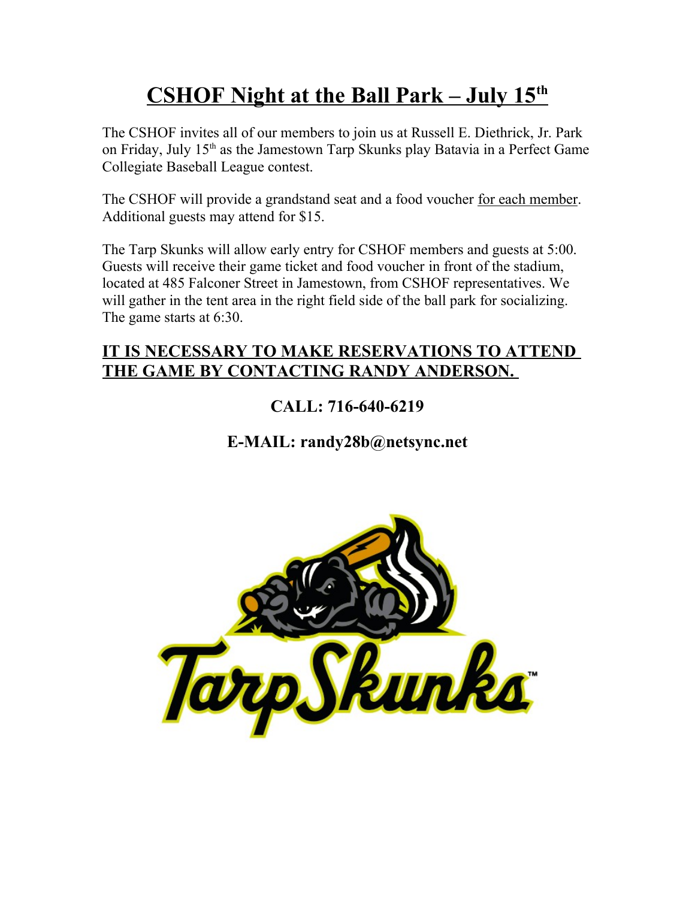# CSHOF Night at the Ball Park – July 15th

The CSHOF invites all of our members to join us at Russell E. Diethrick, Jr. Park on Friday, July 15th as the Jamestown Tarp Skunks play Batavia in a Perfect Game Collegiate Baseball League contest.

The CSHOF will provide a grandstand seat and a food voucher for each member. Additional guests may attend for $15.

The Tarp Skunks will allow early entry for CSHOF members and guests at 5:00. Guests will receive their game ticket and food voucher in front of the stadium, located at 485 Falconer Street in Jamestown, from CSHOF representatives. We will gather in the tent area in the right field side of the ball park for socializing. The game starts at 6:30.

**IT IS NECESSARY TO MAKE RESERVATIONS TO ATTEND THE GAME BY CONTACTING RANDY ANDERSON.**

**CALL: 716-640-6219**

**E-MAIL: randy28b@netsync.net**